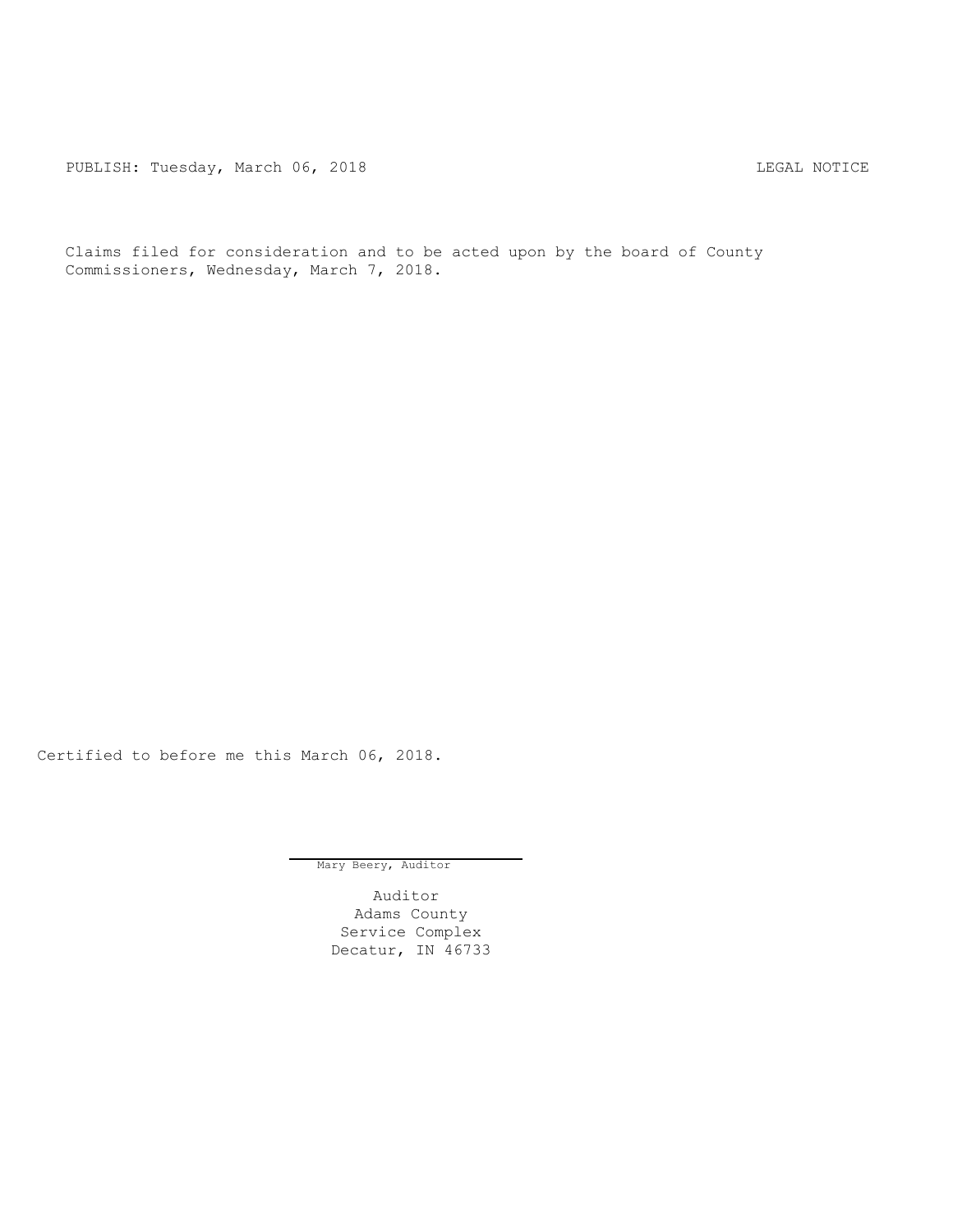PUBLISH: Tuesday, March 06, 2018 LEGAL NOTICE

Claims filed for consideration and to be acted upon by the board of County Commissioners, Wednesday, March 7, 2018.

Certified to before me this March 06, 2018.

Mary Beery, Auditor

Auditor
Adams County
Service Complex
Decatur, IN 46733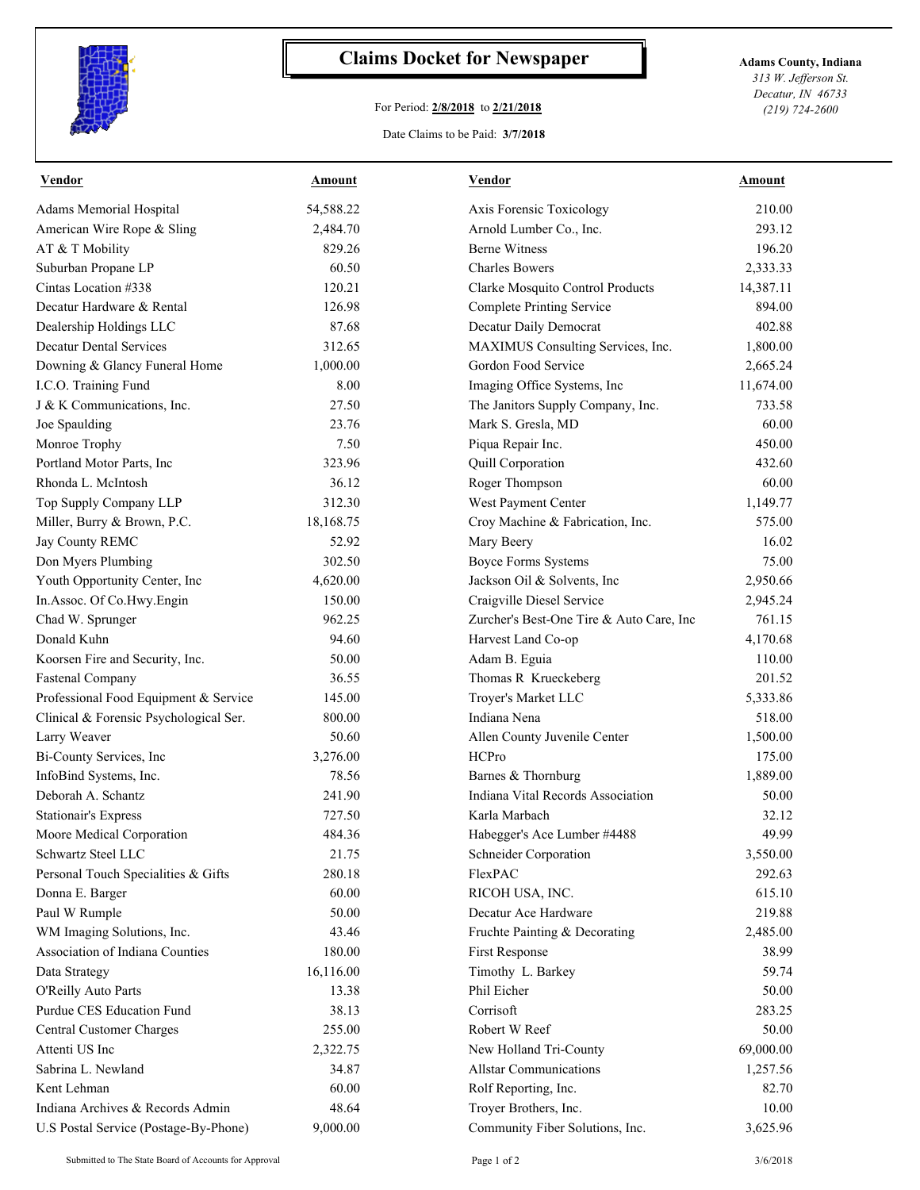# Claims Docket for Newspaper

For Period: **2/8/2018** to **2/21/2018**

Date Claims to be Paid: **3/7/2018**

**Adams County, Indiana**
*313 W. Jefferson St.*
*Decatur, IN 46733*
*(219) 724-2600*

| Vendor | Amount | Vendor | Amount |
|---|---|---|---|
| Adams Memorial Hospital | 54,588.22 | Axis Forensic Toxicology | 210.00 |
| American Wire Rope & Sling | 2,484.70 | Arnold Lumber Co., Inc. | 293.12 |
| AT & T Mobility | 829.26 | Berne Witness | 196.20 |
| Suburban Propane LP | 60.50 | Charles Bowers | 2,333.33 |
| Cintas Location #338 | 120.21 | Clarke Mosquito Control Products | 14,387.11 |
| Decatur Hardware & Rental | 126.98 | Complete Printing Service | 894.00 |
| Dealership Holdings LLC | 87.68 | Decatur Daily Democrat | 402.88 |
| Decatur Dental Services | 312.65 | MAXIMUS Consulting Services, Inc. | 1,800.00 |
| Downing & Glancy Funeral Home | 1,000.00 | Gordon Food Service | 2,665.24 |
| I.C.O. Training Fund | 8.00 | Imaging Office Systems, Inc | 11,674.00 |
| J & K Communications, Inc. | 27.50 | The Janitors Supply Company, Inc. | 733.58 |
| Joe Spaulding | 23.76 | Mark S. Gresla, MD | 60.00 |
| Monroe Trophy | 7.50 | Piqua Repair Inc. | 450.00 |
| Portland Motor Parts, Inc | 323.96 | Quill Corporation | 432.60 |
| Rhonda L. McIntosh | 36.12 | Roger Thompson | 60.00 |
| Top Supply Company LLP | 312.30 | West Payment Center | 1,149.77 |
| Miller, Burry & Brown, P.C. | 18,168.75 | Croy Machine & Fabrication, Inc. | 575.00 |
| Jay County REMC | 52.92 | Mary Beery | 16.02 |
| Don Myers Plumbing | 302.50 | Boyce Forms Systems | 75.00 |
| Youth Opportunity Center, Inc | 4,620.00 | Jackson Oil & Solvents, Inc | 2,950.66 |
| In.Assoc. Of Co.Hwy.Engin | 150.00 | Craigville Diesel Service | 2,945.24 |
| Chad W. Sprunger | 962.25 | Zurcher's Best-One Tire & Auto Care, Inc | 761.15 |
| Donald Kuhn | 94.60 | Harvest Land Co-op | 4,170.68 |
| Koorsen Fire and Security, Inc. | 50.00 | Adam B. Eguia | 110.00 |
| Fastenal Company | 36.55 | Thomas R Krueckeberg | 201.52 |
| Professional Food Equipment & Service | 145.00 | Troyer's Market LLC | 5,333.86 |
| Clinical & Forensic Psychological Ser. | 800.00 | Indiana Nena | 518.00 |
| Larry Weaver | 50.60 | Allen County Juvenile Center | 1,500.00 |
| Bi-County Services, Inc | 3,276.00 | HCPro | 175.00 |
| InfoBind Systems, Inc. | 78.56 | Barnes & Thornburg | 1,889.00 |
| Deborah A. Schantz | 241.90 | Indiana Vital Records Association | 50.00 |
| Stationair's Express | 727.50 | Karla Marbach | 32.12 |
| Moore Medical Corporation | 484.36 | Habegger's Ace Lumber #4488 | 49.99 |
| Schwartz Steel LLC | 21.75 | Schneider Corporation | 3,550.00 |
| Personal Touch Specialities & Gifts | 280.18 | FlexPAC | 292.63 |
| Donna E. Barger | 60.00 | RICOH USA, INC. | 615.10 |
| Paul W Rumple | 50.00 | Decatur Ace Hardware | 219.88 |
| WM Imaging Solutions, Inc. | 43.46 | Fruchte Painting & Decorating | 2,485.00 |
| Association of Indiana Counties | 180.00 | First Response | 38.99 |
| Data Strategy | 16,116.00 | Timothy L. Barkey | 59.74 |
| O'Reilly Auto Parts | 13.38 | Phil Eicher | 50.00 |
| Purdue CES Education Fund | 38.13 | Corrisoft | 283.25 |
| Central Customer Charges | 255.00 | Robert W Reef | 50.00 |
| Attenti US Inc | 2,322.75 | New Holland Tri-County | 69,000.00 |
| Sabrina L. Newland | 34.87 | Allstar Communications | 1,257.56 |
| Kent Lehman | 60.00 | Rolf Reporting, Inc. | 82.70 |
| Indiana Archives & Records Admin | 48.64 | Troyer Brothers, Inc. | 10.00 |
| U.S Postal Service (Postage-By-Phone) | 9,000.00 | Community Fiber Solutions, Inc. | 3,625.96 |

Submitted to The State Board of Accounts for Approval — 3/6/2018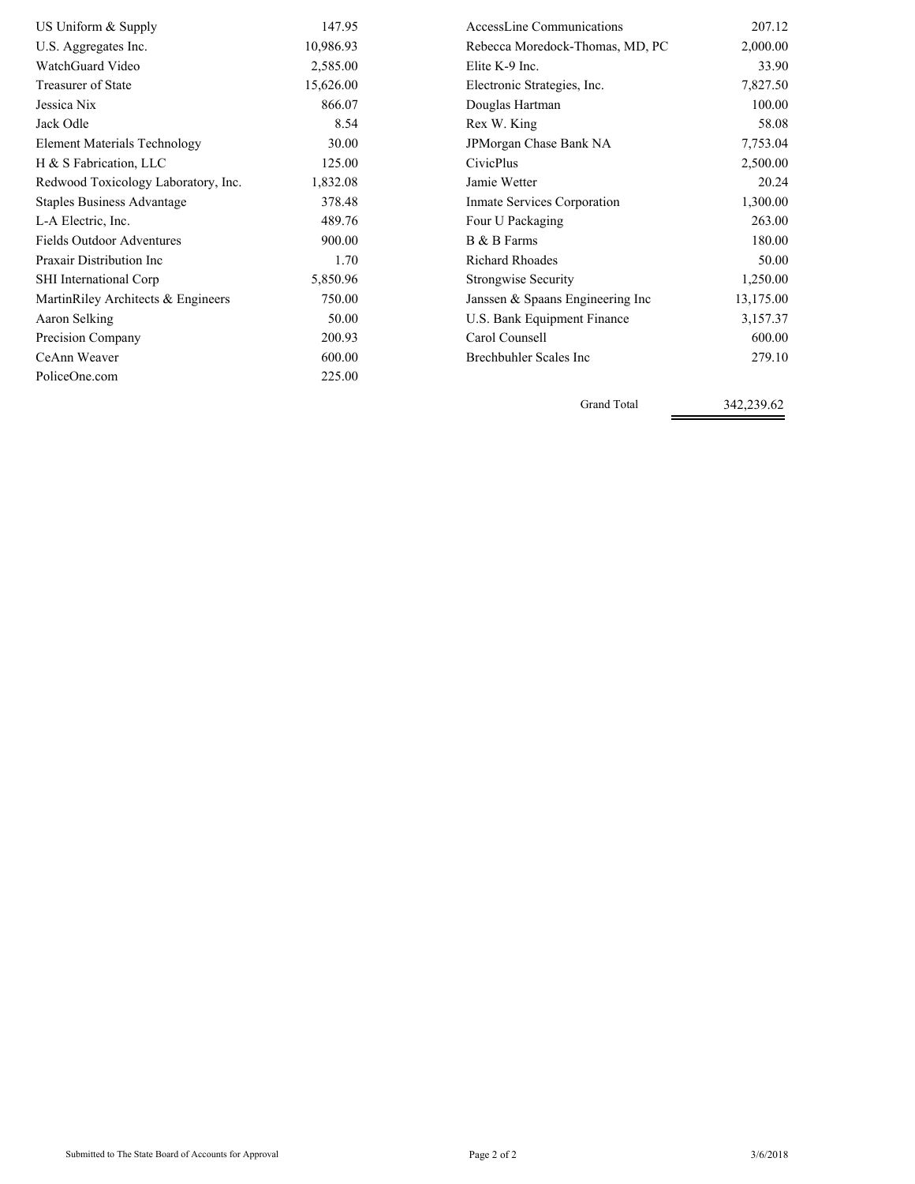| | | | |
|---|---|---|---|
| US Uniform & Supply | 147.95 | AccessLine Communications | 207.12 |
| U.S. Aggregates Inc. | 10,986.93 | Rebecca Moredock-Thomas, MD, PC | 2,000.00 |
| WatchGuard Video | 2,585.00 | Elite K-9 Inc. | 33.90 |
| Treasurer of State | 15,626.00 | Electronic Strategies, Inc. | 7,827.50 |
| Jessica Nix | 866.07 | Douglas Hartman | 100.00 |
| Jack Odle | 8.54 | Rex W. King | 58.08 |
| Element Materials Technology | 30.00 | JPMorgan Chase Bank NA | 7,753.04 |
| H & S Fabrication, LLC | 125.00 | CivicPlus | 2,500.00 |
| Redwood Toxicology Laboratory, Inc. | 1,832.08 | Jamie Wetter | 20.24 |
| Staples Business Advantage | 378.48 | Inmate Services Corporation | 1,300.00 |
| L-A Electric, Inc. | 489.76 | Four U Packaging | 263.00 |
| Fields Outdoor Adventures | 900.00 | B & B Farms | 180.00 |
| Praxair Distribution Inc | 1.70 | Richard Rhoades | 50.00 |
| SHI International Corp | 5,850.96 | Strongwise Security | 1,250.00 |
| MartinRiley Architects & Engineers | 750.00 | Janssen & Spaans Engineering Inc | 13,175.00 |
| Aaron Selking | 50.00 | U.S. Bank Equipment Finance | 3,157.37 |
| Precision Company | 200.93 | Carol Counsell | 600.00 |
| CeAnn Weaver | 600.00 | Brechbuhler Scales Inc | 279.10 |
| PoliceOne.com | 225.00 | | |
| | | Grand Total | 342,239.62 |

Submitted to The State Board of Accounts for Approval

3/6/2018